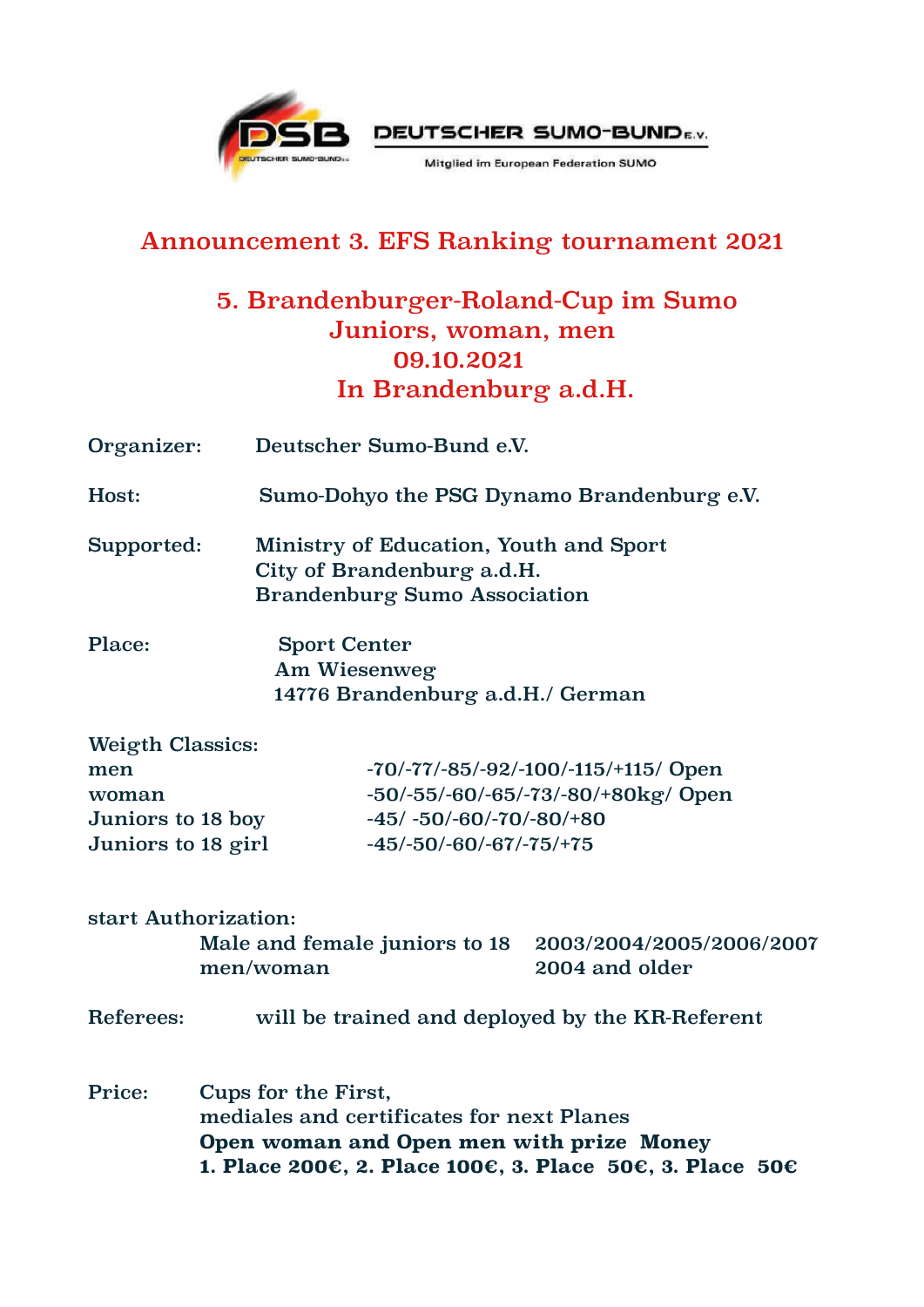DEUTSCHER SUMO-BUND e.V.

Mitglied im European Federation SUMO

# Announcement 3. EFS Ranking tournament 2021

## 5. Brandenburger-Roland-Cup im Sumo
## Juniors, woman, men
## 09.10.2021
## In Brandenburg a.d.H.

Organizer: Deutscher Sumo-Bund e.V.

Host: Sumo-Dohyo the PSG Dynamo Brandenburg e.V.

Supported: Ministry of Education, Youth and Sport
City of Brandenburg a.d.H.
Brandenburg Sumo Association

Place: Sport Center
Am Wiesenweg
14776 Brandenburg a.d.H./ German

Weigth Classics:

| | |
|---|---|
| men | -70/-77/-85/-92/-100/-115/+115/ Open |
| woman | -50/-55/-60/-65/-73/-80/+80kg/ Open |
| Juniors to 18 boy | -45/ -50/-60/-70/-80/+80 |
| Juniors to 18 girl | -45/-50/-60/-67/-75/+75 |

start Authorization:

| | |
|---|---|
| Male and female juniors to 18 | 2003/2004/2005/2006/2007 |
| men/woman | 2004 and older |

Referees: will be trained and deployed by the KR-Referent

Price: Cups for the First,
mediales and certificates for next Planes
**Open woman and Open men with prize Money**
**1. Place 200€, 2. Place 100€, 3. Place 50€, 3. Place 50€**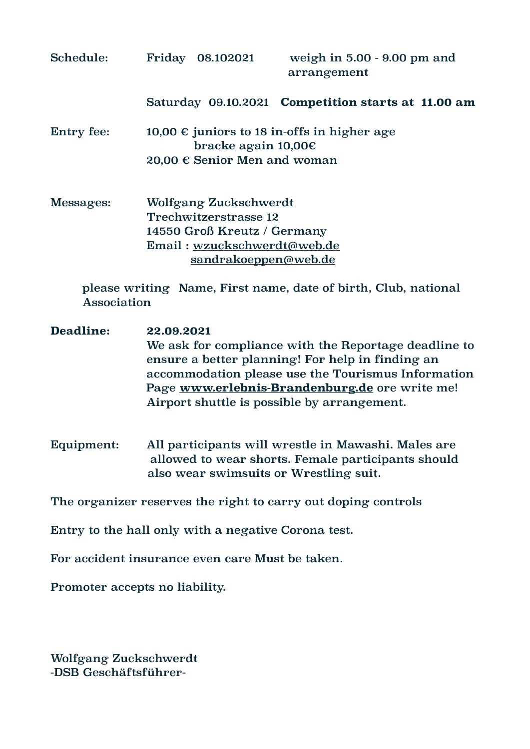Schedule: Friday 08.102021 weigh in 5.00 - 9.00 pm and arrangement

Saturday 09.10.2021 **Competition starts at 11.00 am**

Entry fee: 10,00 € juniors to 18 in-offs in higher age bracke again 10,00€
20,00 € Senior Men and woman

Messages: Wolfgang Zuckschwerdt
Trechwitzerstrasse 12
14550 Groß Kreutz / Germany
Email : wzuckschwerdt@web.de
sandrakoeppen@web.de

please writing Name, First name, date of birth, Club, national Association

**Deadline:** **22.09.2021**
We ask for compliance with the Reportage deadline to ensure a better planning! For help in finding an accommodation please use the Tourismus Information Page **www.erlebnis-Brandenburg.de** ore write me!
Airport shuttle is possible by arrangement.

Equipment: All participants will wrestle in Mawashi. Males are allowed to wear shorts. Female participants should also wear swimsuits or Wrestling suit.

The organizer reserves the right to carry out doping controls

Entry to the hall only with a negative Corona test.

For accident insurance even care Must be taken.

Promoter accepts no liability.

Wolfgang Zuckschwerdt
-DSB Geschäftsführer-